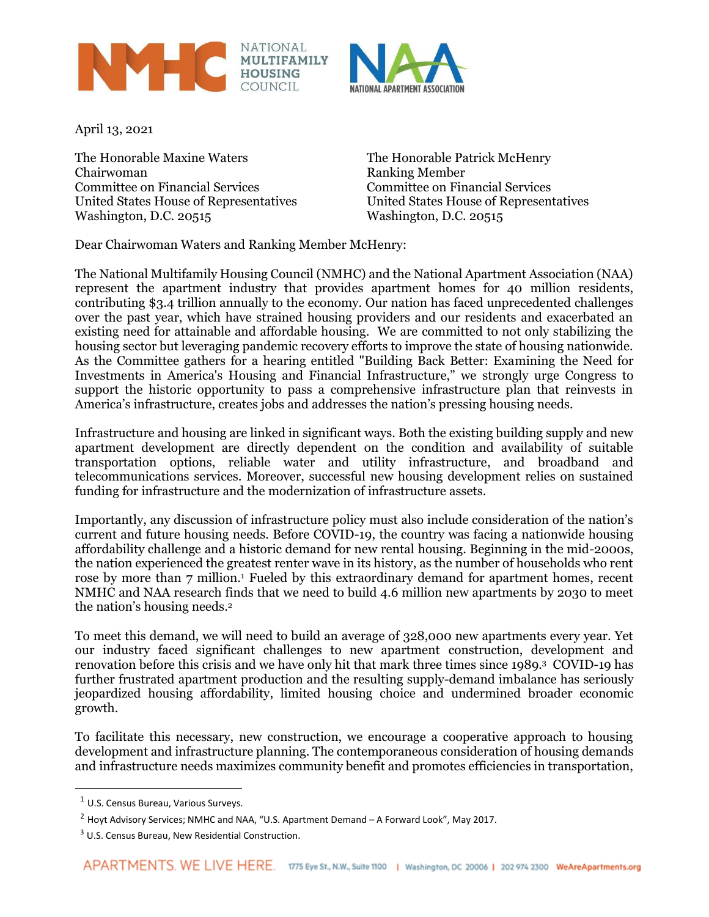April 13, 2021

The Honorable Maxine Waters
Chairwoman
Committee on Financial Services
United States House of Representatives
Washington, D.C. 20515

The Honorable Patrick McHenry
Ranking Member
Committee on Financial Services
United States House of Representatives
Washington, D.C. 20515

Dear Chairwoman Waters and Ranking Member McHenry:

The National Multifamily Housing Council (NMHC) and the National Apartment Association (NAA) represent the apartment industry that provides apartment homes for 40 million residents, contributing $3.4 trillion annually to the economy. Our nation has faced unprecedented challenges over the past year, which have strained housing providers and our residents and exacerbated an existing need for attainable and affordable housing. We are committed to not only stabilizing the housing sector but leveraging pandemic recovery efforts to improve the state of housing nationwide. As the Committee gathers for a hearing entitled "Building Back Better: Examining the Need for Investments in America's Housing and Financial Infrastructure," we strongly urge Congress to support the historic opportunity to pass a comprehensive infrastructure plan that reinvests in America's infrastructure, creates jobs and addresses the nation's pressing housing needs.

Infrastructure and housing are linked in significant ways. Both the existing building supply and new apartment development are directly dependent on the condition and availability of suitable transportation options, reliable water and utility infrastructure, and broadband and telecommunications services. Moreover, successful new housing development relies on sustained funding for infrastructure and the modernization of infrastructure assets.

Importantly, any discussion of infrastructure policy must also include consideration of the nation's current and future housing needs. Before COVID-19, the country was facing a nationwide housing affordability challenge and a historic demand for new rental housing. Beginning in the mid-2000s, the nation experienced the greatest renter wave in its history, as the number of households who rent rose by more than 7 million.[1] Fueled by this extraordinary demand for apartment homes, recent NMHC and NAA research finds that we need to build 4.6 million new apartments by 2030 to meet the nation's housing needs.[2]

To meet this demand, we will need to build an average of 328,000 new apartments every year. Yet our industry faced significant challenges to new apartment construction, development and renovation before this crisis and we have only hit that mark three times since 1989.[3] COVID-19 has further frustrated apartment production and the resulting supply-demand imbalance has seriously jeopardized housing affordability, limited housing choice and undermined broader economic growth.

To facilitate this necessary, new construction, we encourage a cooperative approach to housing development and infrastructure planning. The contemporaneous consideration of housing demands and infrastructure needs maximizes community benefit and promotes efficiencies in transportation,

---

[1] U.S. Census Bureau, Various Surveys.

[2] Hoyt Advisory Services; NMHC and NAA, "U.S. Apartment Demand – A Forward Look", May 2017.

[3] U.S. Census Bureau, New Residential Construction.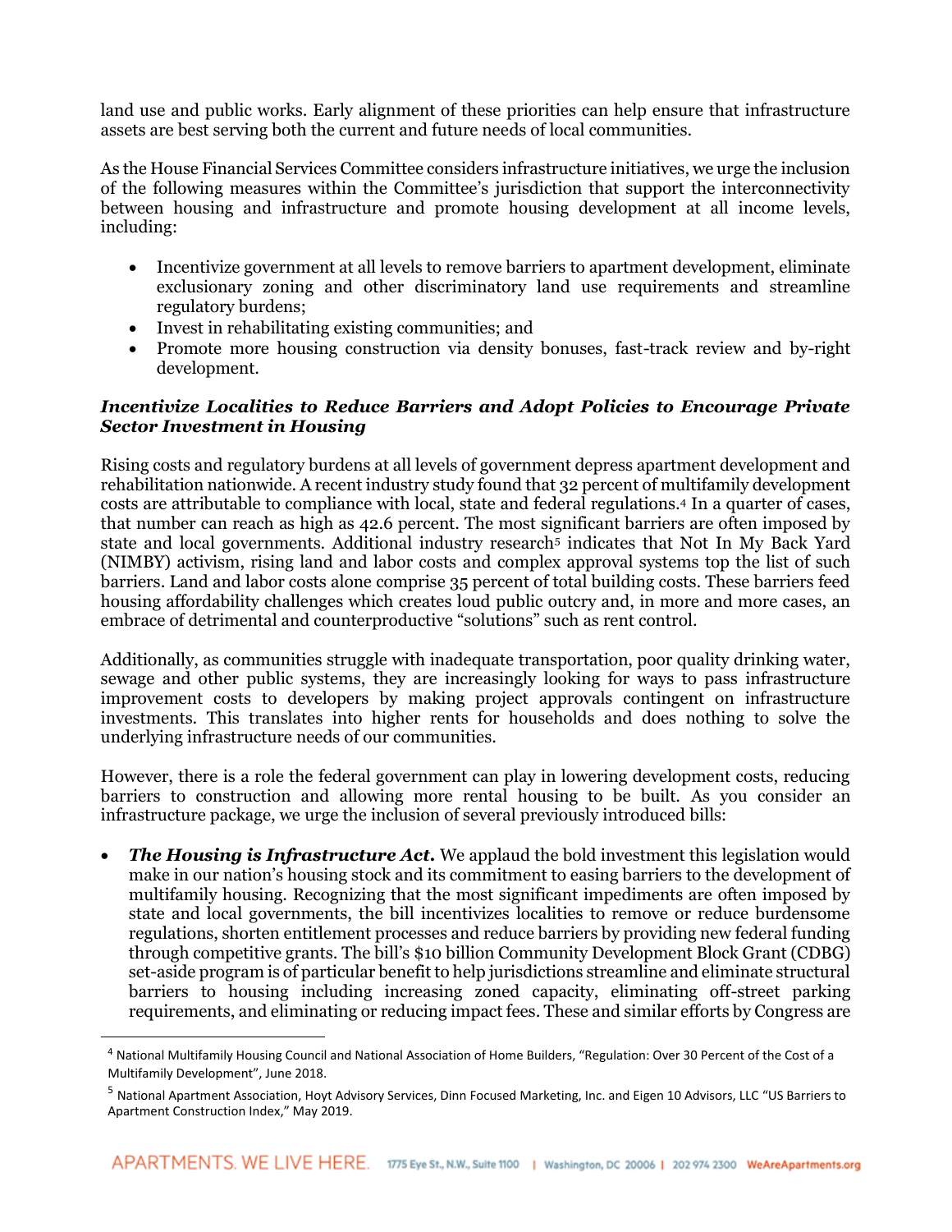land use and public works. Early alignment of these priorities can help ensure that infrastructure assets are best serving both the current and future needs of local communities.

As the House Financial Services Committee considers infrastructure initiatives, we urge the inclusion of the following measures within the Committee's jurisdiction that support the interconnectivity between housing and infrastructure and promote housing development at all income levels, including:

- Incentivize government at all levels to remove barriers to apartment development, eliminate exclusionary zoning and other discriminatory land use requirements and streamline regulatory burdens;
- Invest in rehabilitating existing communities; and
- Promote more housing construction via density bonuses, fast-track review and by-right development.

### *Incentivize Localities to Reduce Barriers and Adopt Policies to Encourage Private Sector Investment in Housing*

Rising costs and regulatory burdens at all levels of government depress apartment development and rehabilitation nationwide. A recent industry study found that 32 percent of multifamily development costs are attributable to compliance with local, state and federal regulations.[4] In a quarter of cases, that number can reach as high as 42.6 percent. The most significant barriers are often imposed by state and local governments. Additional industry research[5] indicates that Not In My Back Yard (NIMBY) activism, rising land and labor costs and complex approval systems top the list of such barriers. Land and labor costs alone comprise 35 percent of total building costs. These barriers feed housing affordability challenges which creates loud public outcry and, in more and more cases, an embrace of detrimental and counterproductive "solutions" such as rent control.

Additionally, as communities struggle with inadequate transportation, poor quality drinking water, sewage and other public systems, they are increasingly looking for ways to pass infrastructure improvement costs to developers by making project approvals contingent on infrastructure investments. This translates into higher rents for households and does nothing to solve the underlying infrastructure needs of our communities.

However, there is a role the federal government can play in lowering development costs, reducing barriers to construction and allowing more rental housing to be built. As you consider an infrastructure package, we urge the inclusion of several previously introduced bills:

- ***The Housing is Infrastructure Act.*** We applaud the bold investment this legislation would make in our nation's housing stock and its commitment to easing barriers to the development of multifamily housing. Recognizing that the most significant impediments are often imposed by state and local governments, the bill incentivizes localities to remove or reduce burdensome regulations, shorten entitlement processes and reduce barriers by providing new federal funding through competitive grants. The bill's $10 billion Community Development Block Grant (CDBG) set-aside program is of particular benefit to help jurisdictions streamline and eliminate structural barriers to housing including increasing zoned capacity, eliminating off-street parking requirements, and eliminating or reducing impact fees. These and similar efforts by Congress are

---

[4] National Multifamily Housing Council and National Association of Home Builders, "Regulation: Over 30 Percent of the Cost of a Multifamily Development", June 2018.

[5] National Apartment Association, Hoyt Advisory Services, Dinn Focused Marketing, Inc. and Eigen 10 Advisors, LLC "US Barriers to Apartment Construction Index," May 2019.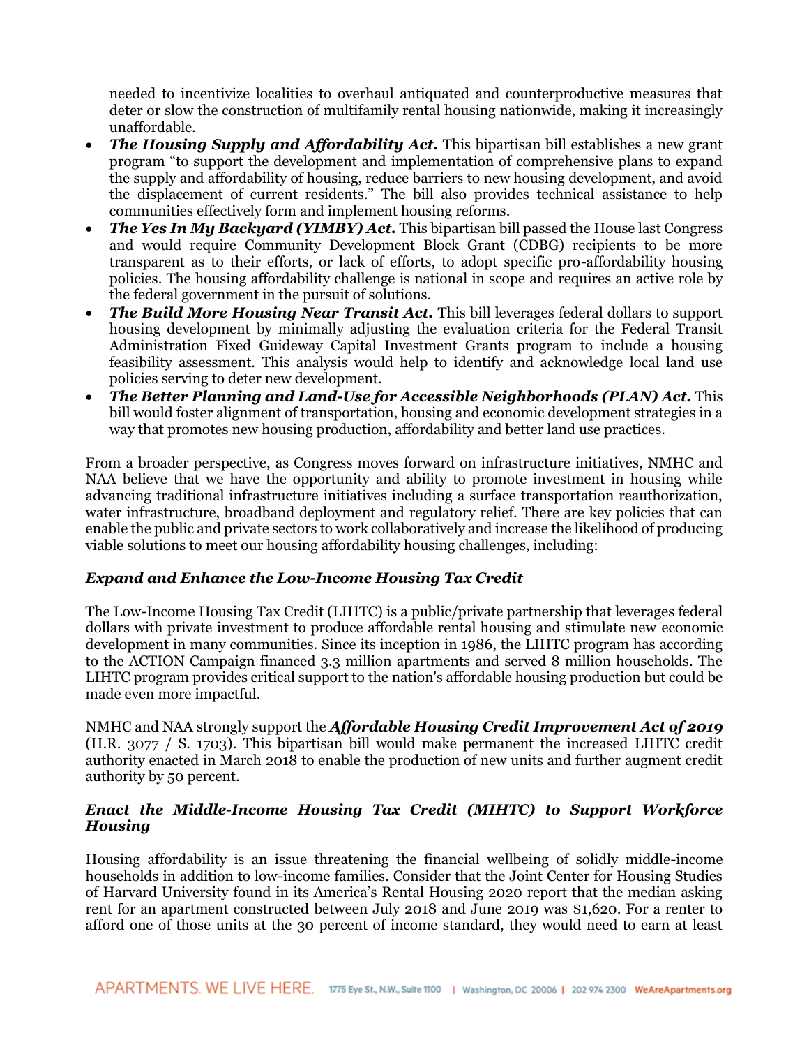needed to incentivize localities to overhaul antiquated and counterproductive measures that deter or slow the construction of multifamily rental housing nationwide, making it increasingly unaffordable.

- ***The Housing Supply and Affordability Act.*** This bipartisan bill establishes a new grant program "to support the development and implementation of comprehensive plans to expand the supply and affordability of housing, reduce barriers to new housing development, and avoid the displacement of current residents." The bill also provides technical assistance to help communities effectively form and implement housing reforms.
- ***The Yes In My Backyard (YIMBY) Act.*** This bipartisan bill passed the House last Congress and would require Community Development Block Grant (CDBG) recipients to be more transparent as to their efforts, or lack of efforts, to adopt specific pro-affordability housing policies. The housing affordability challenge is national in scope and requires an active role by the federal government in the pursuit of solutions.
- ***The Build More Housing Near Transit Act.*** This bill leverages federal dollars to support housing development by minimally adjusting the evaluation criteria for the Federal Transit Administration Fixed Guideway Capital Investment Grants program to include a housing feasibility assessment. This analysis would help to identify and acknowledge local land use policies serving to deter new development.
- ***The Better Planning and Land-Use for Accessible Neighborhoods (PLAN) Act.*** This bill would foster alignment of transportation, housing and economic development strategies in a way that promotes new housing production, affordability and better land use practices.

From a broader perspective, as Congress moves forward on infrastructure initiatives, NMHC and NAA believe that we have the opportunity and ability to promote investment in housing while advancing traditional infrastructure initiatives including a surface transportation reauthorization, water infrastructure, broadband deployment and regulatory relief. There are key policies that can enable the public and private sectors to work collaboratively and increase the likelihood of producing viable solutions to meet our housing affordability housing challenges, including:

### *Expand and Enhance the Low-Income Housing Tax Credit*

The Low-Income Housing Tax Credit (LIHTC) is a public/private partnership that leverages federal dollars with private investment to produce affordable rental housing and stimulate new economic development in many communities. Since its inception in 1986, the LIHTC program has according to the ACTION Campaign financed 3.3 million apartments and served 8 million households. The LIHTC program provides critical support to the nation's affordable housing production but could be made even more impactful.

NMHC and NAA strongly support the ***Affordable Housing Credit Improvement Act of 2019*** (H.R. 3077 / S. 1703). This bipartisan bill would make permanent the increased LIHTC credit authority enacted in March 2018 to enable the production of new units and further augment credit authority by 50 percent.

### *Enact the Middle-Income Housing Tax Credit (MIHTC) to Support Workforce Housing*

Housing affordability is an issue threatening the financial wellbeing of solidly middle-income households in addition to low-income families. Consider that the Joint Center for Housing Studies of Harvard University found in its America's Rental Housing 2020 report that the median asking rent for an apartment constructed between July 2018 and June 2019 was $1,620. For a renter to afford one of those units at the 30 percent of income standard, they would need to earn at least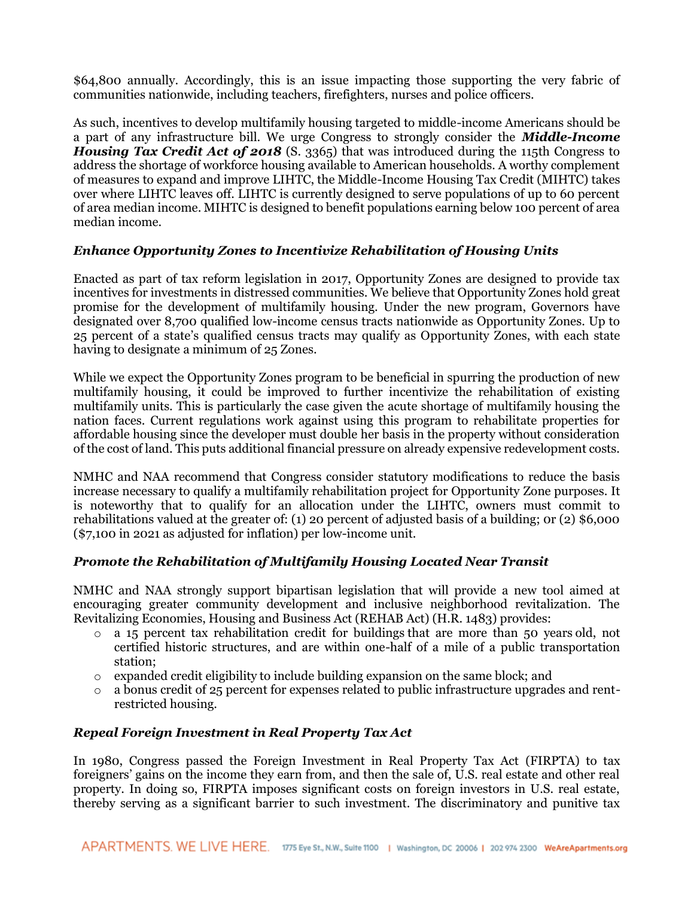$64,800 annually. Accordingly, this is an issue impacting those supporting the very fabric of communities nationwide, including teachers, firefighters, nurses and police officers.

As such, incentives to develop multifamily housing targeted to middle-income Americans should be a part of any infrastructure bill. We urge Congress to strongly consider the ***Middle-Income Housing Tax Credit Act of 2018*** (S. 3365) that was introduced during the 115th Congress to address the shortage of workforce housing available to American households. A worthy complement of measures to expand and improve LIHTC, the Middle-Income Housing Tax Credit (MIHTC) takes over where LIHTC leaves off. LIHTC is currently designed to serve populations of up to 60 percent of area median income. MIHTC is designed to benefit populations earning below 100 percent of area median income.

### *Enhance Opportunity Zones to Incentivize Rehabilitation of Housing Units*

Enacted as part of tax reform legislation in 2017, Opportunity Zones are designed to provide tax incentives for investments in distressed communities. We believe that Opportunity Zones hold great promise for the development of multifamily housing. Under the new program, Governors have designated over 8,700 qualified low-income census tracts nationwide as Opportunity Zones. Up to 25 percent of a state's qualified census tracts may qualify as Opportunity Zones, with each state having to designate a minimum of 25 Zones.

While we expect the Opportunity Zones program to be beneficial in spurring the production of new multifamily housing, it could be improved to further incentivize the rehabilitation of existing multifamily units. This is particularly the case given the acute shortage of multifamily housing the nation faces. Current regulations work against using this program to rehabilitate properties for affordable housing since the developer must double her basis in the property without consideration of the cost of land. This puts additional financial pressure on already expensive redevelopment costs.

NMHC and NAA recommend that Congress consider statutory modifications to reduce the basis increase necessary to qualify a multifamily rehabilitation project for Opportunity Zone purposes. It is noteworthy that to qualify for an allocation under the LIHTC, owners must commit to rehabilitations valued at the greater of: (1) 20 percent of adjusted basis of a building; or (2) $6,000 ($7,100 in 2021 as adjusted for inflation) per low-income unit.

### *Promote the Rehabilitation of Multifamily Housing Located Near Transit*

NMHC and NAA strongly support bipartisan legislation that will provide a new tool aimed at encouraging greater community development and inclusive neighborhood revitalization. The Revitalizing Economies, Housing and Business Act (REHAB Act) (H.R. 1483) provides:

- a 15 percent tax rehabilitation credit for buildings that are more than 50 years old, not certified historic structures, and are within one-half of a mile of a public transportation station;
- expanded credit eligibility to include building expansion on the same block; and
- a bonus credit of 25 percent for expenses related to public infrastructure upgrades and rent-restricted housing.

### *Repeal Foreign Investment in Real Property Tax Act*

In 1980, Congress passed the Foreign Investment in Real Property Tax Act (FIRPTA) to tax foreigners' gains on the income they earn from, and then the sale of, U.S. real estate and other real property. In doing so, FIRPTA imposes significant costs on foreign investors in U.S. real estate, thereby serving as a significant barrier to such investment. The discriminatory and punitive tax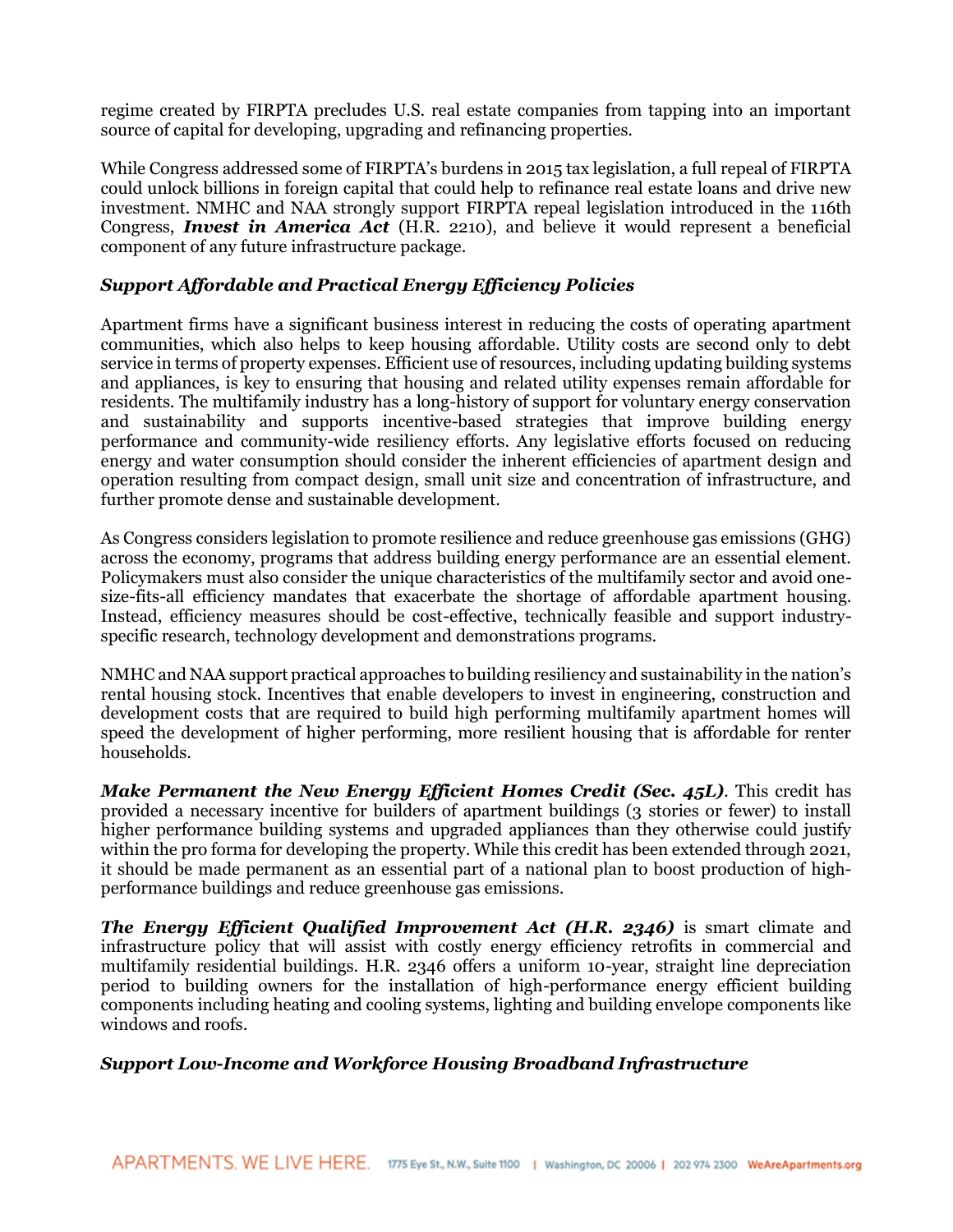regime created by FIRPTA precludes U.S. real estate companies from tapping into an important source of capital for developing, upgrading and refinancing properties.

While Congress addressed some of FIRPTA's burdens in 2015 tax legislation, a full repeal of FIRPTA could unlock billions in foreign capital that could help to refinance real estate loans and drive new investment. NMHC and NAA strongly support FIRPTA repeal legislation introduced in the 116th Congress, ***Invest in America Act*** (H.R. 2210), and believe it would represent a beneficial component of any future infrastructure package.

### *Support Affordable and Practical Energy Efficiency Policies*

Apartment firms have a significant business interest in reducing the costs of operating apartment communities, which also helps to keep housing affordable. Utility costs are second only to debt service in terms of property expenses. Efficient use of resources, including updating building systems and appliances, is key to ensuring that housing and related utility expenses remain affordable for residents. The multifamily industry has a long-history of support for voluntary energy conservation and sustainability and supports incentive-based strategies that improve building energy performance and community-wide resiliency efforts. Any legislative efforts focused on reducing energy and water consumption should consider the inherent efficiencies of apartment design and operation resulting from compact design, small unit size and concentration of infrastructure, and further promote dense and sustainable development.

As Congress considers legislation to promote resilience and reduce greenhouse gas emissions (GHG) across the economy, programs that address building energy performance are an essential element. Policymakers must also consider the unique characteristics of the multifamily sector and avoid one-size-fits-all efficiency mandates that exacerbate the shortage of affordable apartment housing. Instead, efficiency measures should be cost-effective, technically feasible and support industry-specific research, technology development and demonstrations programs.

NMHC and NAA support practical approaches to building resiliency and sustainability in the nation's rental housing stock. Incentives that enable developers to invest in engineering, construction and development costs that are required to build high performing multifamily apartment homes will speed the development of higher performing, more resilient housing that is affordable for renter households.

***Make Permanent the New Energy Efficient Homes Credit (Sec. 45L)***. This credit has provided a necessary incentive for builders of apartment buildings (3 stories or fewer) to install higher performance building systems and upgraded appliances than they otherwise could justify within the pro forma for developing the property. While this credit has been extended through 2021, it should be made permanent as an essential part of a national plan to boost production of high-performance buildings and reduce greenhouse gas emissions.

***The Energy Efficient Qualified Improvement Act (H.R. 2346)*** is smart climate and infrastructure policy that will assist with costly energy efficiency retrofits in commercial and multifamily residential buildings. H.R. 2346 offers a uniform 10-year, straight line depreciation period to building owners for the installation of high-performance energy efficient building components including heating and cooling systems, lighting and building envelope components like windows and roofs.

### *Support Low-Income and Workforce Housing Broadband Infrastructure*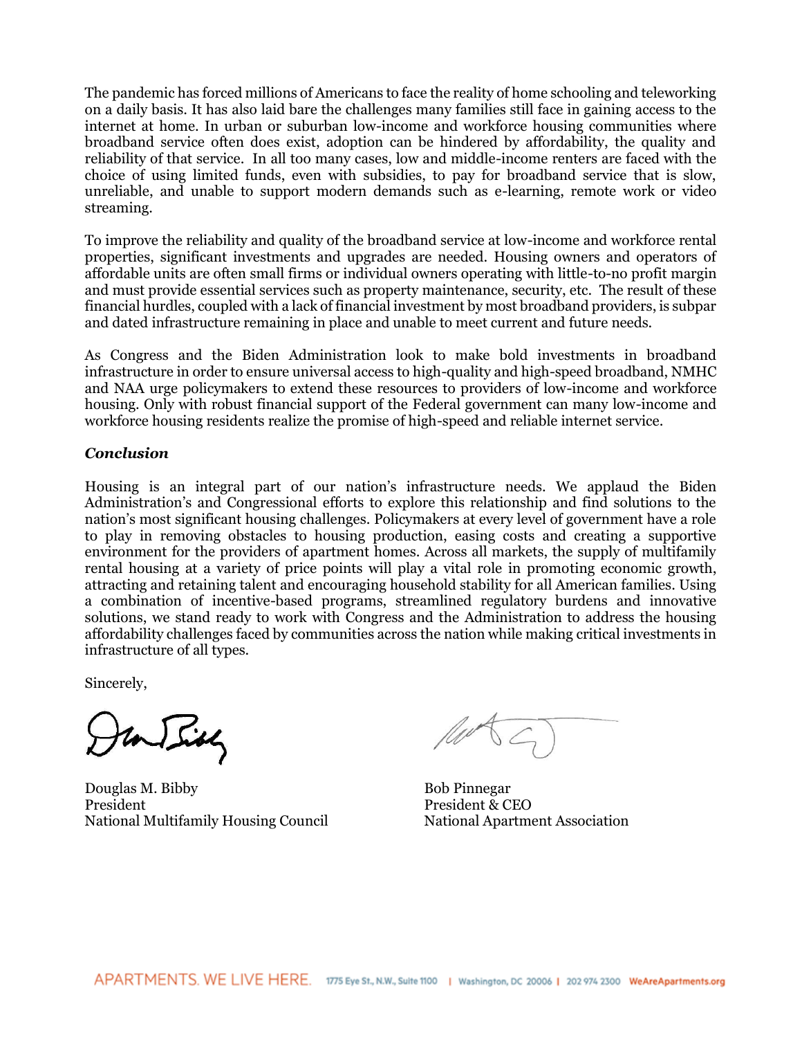The pandemic has forced millions of Americans to face the reality of home schooling and teleworking on a daily basis. It has also laid bare the challenges many families still face in gaining access to the internet at home. In urban or suburban low-income and workforce housing communities where broadband service often does exist, adoption can be hindered by affordability, the quality and reliability of that service. In all too many cases, low and middle-income renters are faced with the choice of using limited funds, even with subsidies, to pay for broadband service that is slow, unreliable, and unable to support modern demands such as e-learning, remote work or video streaming.

To improve the reliability and quality of the broadband service at low-income and workforce rental properties, significant investments and upgrades are needed. Housing owners and operators of affordable units are often small firms or individual owners operating with little-to-no profit margin and must provide essential services such as property maintenance, security, etc. The result of these financial hurdles, coupled with a lack of financial investment by most broadband providers, is subpar and dated infrastructure remaining in place and unable to meet current and future needs.

As Congress and the Biden Administration look to make bold investments in broadband infrastructure in order to ensure universal access to high-quality and high-speed broadband, NMHC and NAA urge policymakers to extend these resources to providers of low-income and workforce housing. Only with robust financial support of the Federal government can many low-income and workforce housing residents realize the promise of high-speed and reliable internet service.

***Conclusion***

Housing is an integral part of our nation's infrastructure needs. We applaud the Biden Administration's and Congressional efforts to explore this relationship and find solutions to the nation's most significant housing challenges. Policymakers at every level of government have a role to play in removing obstacles to housing production, easing costs and creating a supportive environment for the providers of apartment homes. Across all markets, the supply of multifamily rental housing at a variety of price points will play a vital role in promoting economic growth, attracting and retaining talent and encouraging household stability for all American families. Using a combination of incentive-based programs, streamlined regulatory burdens and innovative solutions, we stand ready to work with Congress and the Administration to address the housing affordability challenges faced by communities across the nation while making critical investments in infrastructure of all types.

Sincerely,

Douglas M. Bibby
President
National Multifamily Housing Council

Bob Pinnegar
President & CEO
National Apartment Association